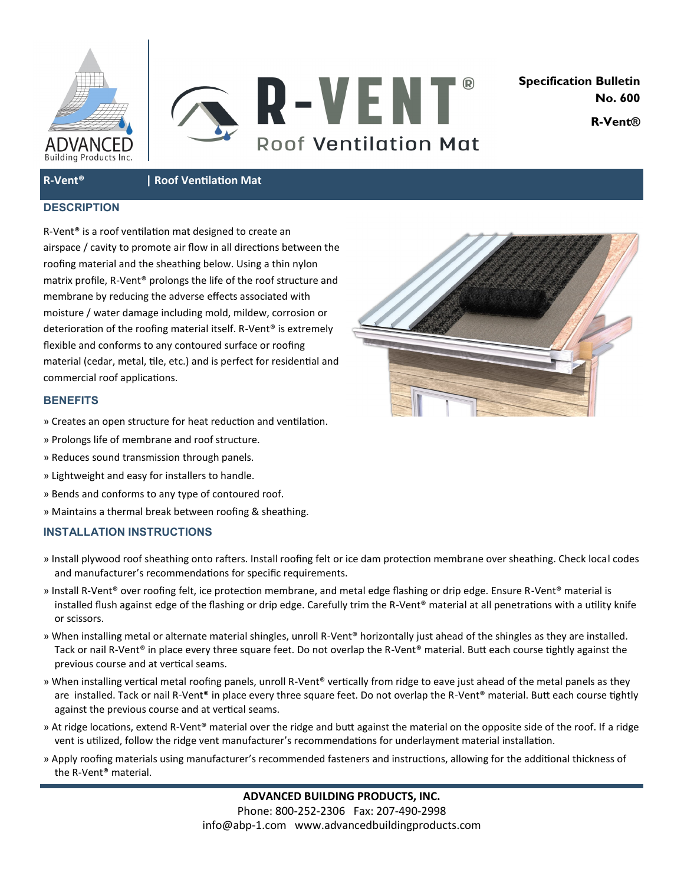**Specification Bulletin No. 600**

**R-Vent®**

# R-VENT® Roof Ventilation Mat

**R-Vent® | Roof Ventilation Mat**

## DESCRIPTION

R-Vent® is a roof ventilation mat designed to create an airspace / cavity to promote air flow in all directions between the roofing material and the sheathing below. Using a thin nylon matrix profile, R-Vent® prolongs the life of the roof structure and membrane by reducing the adverse effects associated with moisture / water damage including mold, mildew, corrosion or deterioration of the roofing material itself. R-Vent® is extremely flexible and conforms to any contoured surface or roofing material (cedar, metal, tile, etc.) and is perfect for residential and commercial roof applications.

## BENEFITS

» Creates an open structure for heat reduction and ventilation.

» Prolongs life of membrane and roof structure.

» Reduces sound transmission through panels.

» Lightweight and easy for installers to handle.

» Bends and conforms to any type of contoured roof.

» Maintains a thermal break between roofing & sheathing.

## INSTALLATION INSTRUCTIONS

» Install plywood roof sheathing onto rafters. Install roofing felt or ice dam protection membrane over sheathing. Check local codes and manufacturer's recommendations for specific requirements.

» Install R-Vent® over roofing felt, ice protection membrane, and metal edge flashing or drip edge. Ensure R-Vent® material is installed flush against edge of the flashing or drip edge. Carefully trim the R-Vent® material at all penetrations with a utility knife or scissors.

» When installing metal or alternate material shingles, unroll R-Vent® horizontally just ahead of the shingles as they are installed. Tack or nail R-Vent® in place every three square feet. Do not overlap the R-Vent® material. Butt each course tightly against the previous course and at vertical seams.

» When installing vertical metal roofing panels, unroll R-Vent® vertically from ridge to eave just ahead of the metal panels as they are installed. Tack or nail R-Vent® in place every three square feet. Do not overlap the R-Vent® material. Butt each course tightly against the previous course and at vertical seams.

» At ridge locations, extend R-Vent® material over the ridge and butt against the material on the opposite side of the roof. If a ridge vent is utilized, follow the ridge vent manufacturer's recommendations for underlayment material installation.

» Apply roofing materials using manufacturer's recommended fasteners and instructions, allowing for the additional thickness of the R-Vent® material.

**ADVANCED BUILDING PRODUCTS, INC.**
Phone: 800-252-2306 Fax: 207-490-2998
info@abp-1.com www.advancedbuildingproducts.com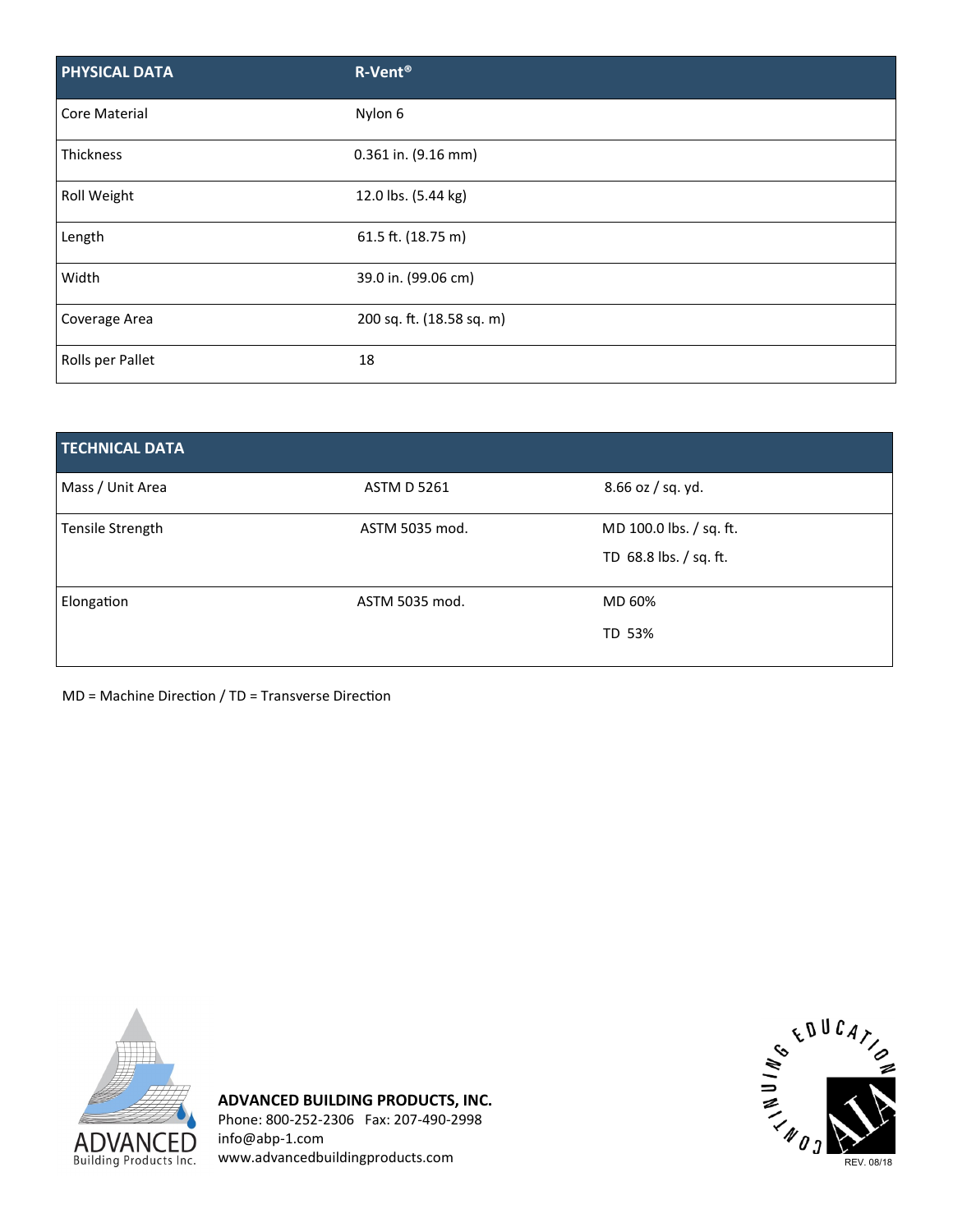| PHYSICAL DATA | R-Vent® |
|---|---|
| Core Material | Nylon 6 |
| Thickness | 0.361 in. (9.16 mm) |
| Roll Weight | 12.0 lbs. (5.44 kg) |
| Length | 61.5 ft. (18.75 m) |
| Width | 39.0 in. (99.06 cm) |
| Coverage Area | 200 sq. ft. (18.58 sq. m) |
| Rolls per Pallet | 18 |

| TECHNICAL DATA | | |
|---|---|---|
| Mass / Unit Area | ASTM D 5261 | 8.66 oz / sq. yd. |
| Tensile Strength | ASTM 5035 mod. | MD 100.0 lbs. / sq. ft.<br>TD 68.8 lbs. / sq. ft. |
| Elongation | ASTM 5035 mod. | MD 60%<br>TD 53% |

MD = Machine Direction / TD = Transverse Direction

ADVANCED
Building Products Inc.

**ADVANCED BUILDING PRODUCTS, INC.**
Phone: 800-252-2306 Fax: 207-490-2998
info@abp-1.com
www.advancedbuildingproducts.com

CONTINUING EDUCATION AIA

REV. 08/18